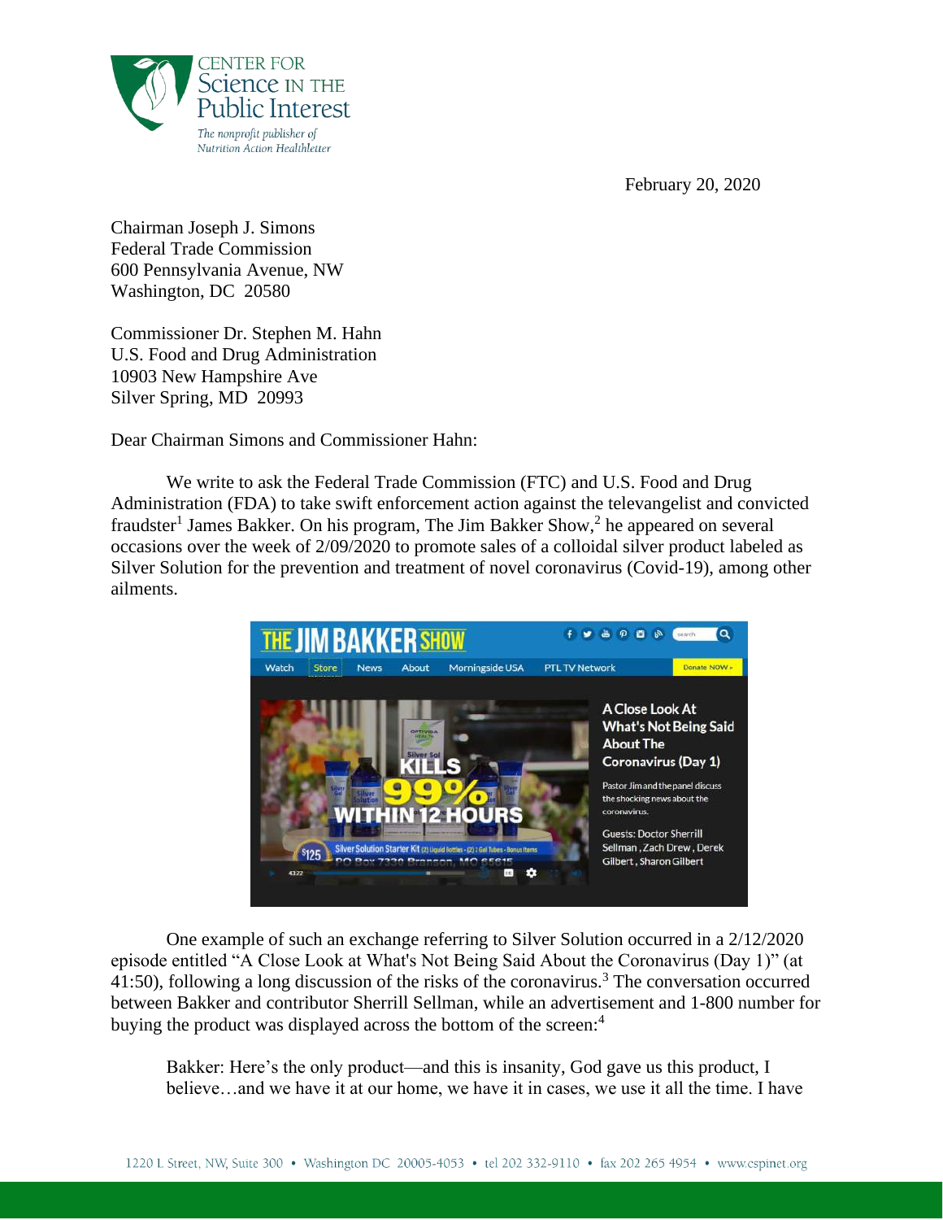CENTER FOR Science IN THE Public Interest

*The nonprofit publisher of Nutrition Action Healthletter*

February 20, 2020

Chairman Joseph J. Simons
Federal Trade Commission
600 Pennsylvania Avenue, NW
Washington, DC 20580

Commissioner Dr. Stephen M. Hahn
U.S. Food and Drug Administration
10903 New Hampshire Ave
Silver Spring, MD 20993

Dear Chairman Simons and Commissioner Hahn:

We write to ask the Federal Trade Commission (FTC) and U.S. Food and Drug Administration (FDA) to take swift enforcement action against the televangelist and convicted fraudster[1] James Bakker. On his program, The Jim Bakker Show,[2] he appeared on several occasions over the week of 2/09/2020 to promote sales of a colloidal silver product labeled as Silver Solution for the prevention and treatment of novel coronavirus (Covid-19), among other ailments.

One example of such an exchange referring to Silver Solution occurred in a 2/12/2020 episode entitled "A Close Look at What's Not Being Said About the Coronavirus (Day 1)" (at 41:50), following a long discussion of the risks of the coronavirus.[3] The conversation occurred between Bakker and contributor Sherrill Sellman, while an advertisement and 1-800 number for buying the product was displayed across the bottom of the screen:[4]

> Bakker: Here's the only product—and this is insanity, God gave us this product, I believe…and we have it at our home, we have it in cases, we use it all the time. I have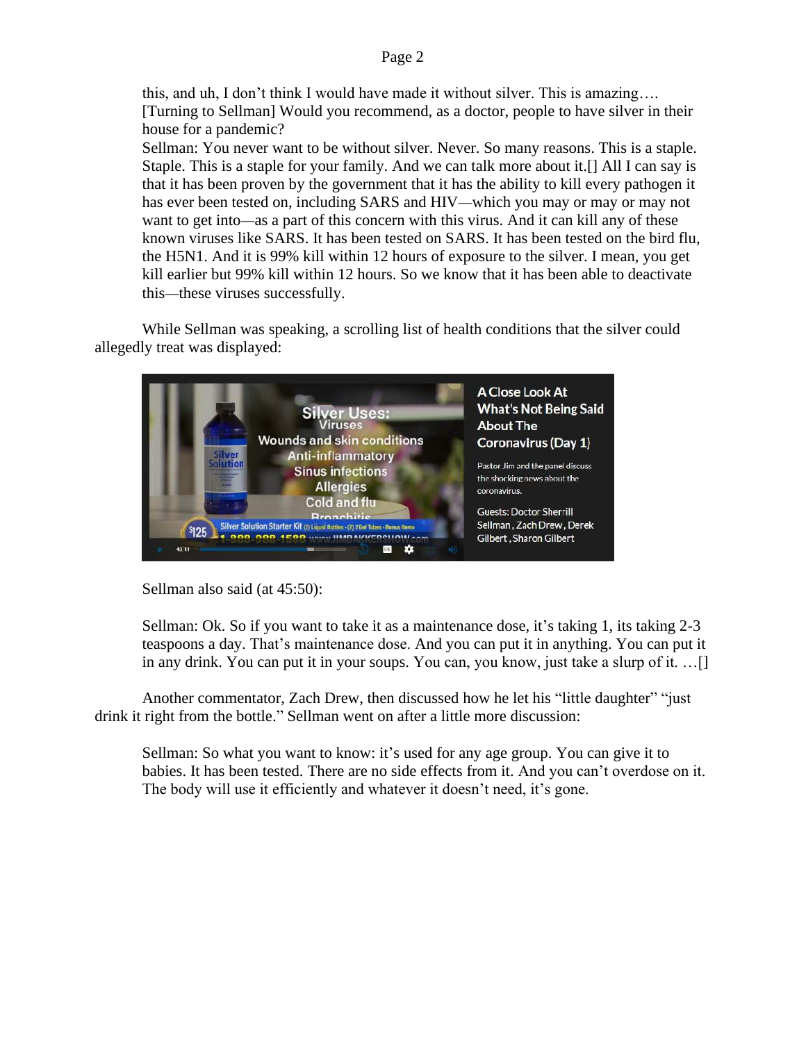this, and uh, I don't think I would have made it without silver. This is amazing…. [Turning to Sellman] Would you recommend, as a doctor, people to have silver in their house for a pandemic?

Sellman: You never want to be without silver. Never. So many reasons. This is a staple. Staple. This is a staple for your family. And we can talk more about it.[] All I can say is that it has been proven by the government that it has the ability to kill every pathogen it has ever been tested on, including SARS and HIV—which you may or may or may not want to get into—as a part of this concern with this virus. And it can kill any of these known viruses like SARS. It has been tested on SARS. It has been tested on the bird flu, the H5N1. And it is 99% kill within 12 hours of exposure to the silver. I mean, you get kill earlier but 99% kill within 12 hours. So we know that it has been able to deactivate this—these viruses successfully.

While Sellman was speaking, a scrolling list of health conditions that the silver could allegedly treat was displayed:

Sellman also said (at 45:50):

> Sellman: Ok. So if you want to take it as a maintenance dose, it's taking 1, its taking 2-3 teaspoons a day. That's maintenance dose. And you can put it in anything. You can put it in any drink. You can put it in your soups. You can, you know, just take a slurp of it. …[]

Another commentator, Zach Drew, then discussed how he let his "little daughter" "just drink it right from the bottle." Sellman went on after a little more discussion:

> Sellman: So what you want to know: it's used for any age group. You can give it to babies. It has been tested. There are no side effects from it. And you can't overdose on it. The body will use it efficiently and whatever it doesn't need, it's gone.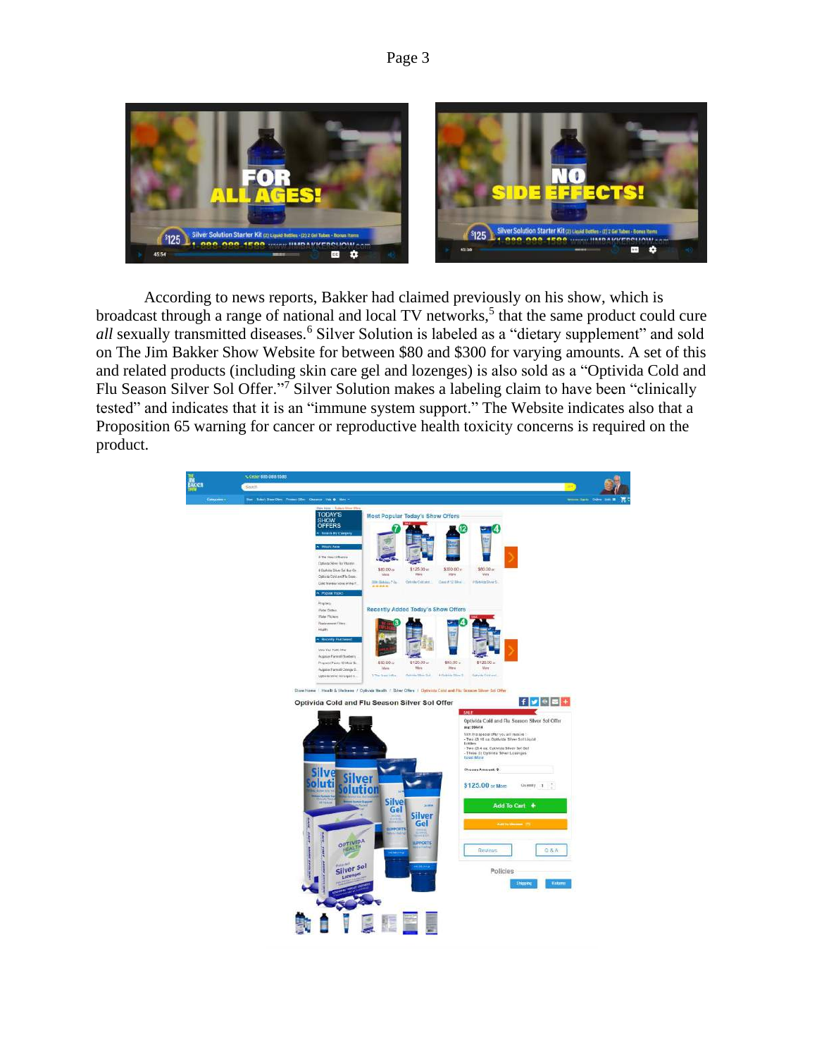According to news reports, Bakker had claimed previously on his show, which is broadcast through a range of national and local TV networks,[5] that the same product could cure *all* sexually transmitted diseases.[6] Silver Solution is labeled as a "dietary supplement" and sold on The Jim Bakker Show Website for between \$80 and \$300 for varying amounts. A set of this and related products (including skin care gel and lozenges) is also sold as a "Optivida Cold and Flu Season Silver Sol Offer."[7] Silver Solution makes a labeling claim to have been "clinically tested" and indicates that it is an "immune system support." The Website indicates also that a Proposition 65 warning for cancer or reproductive health toxicity concerns is required on the product.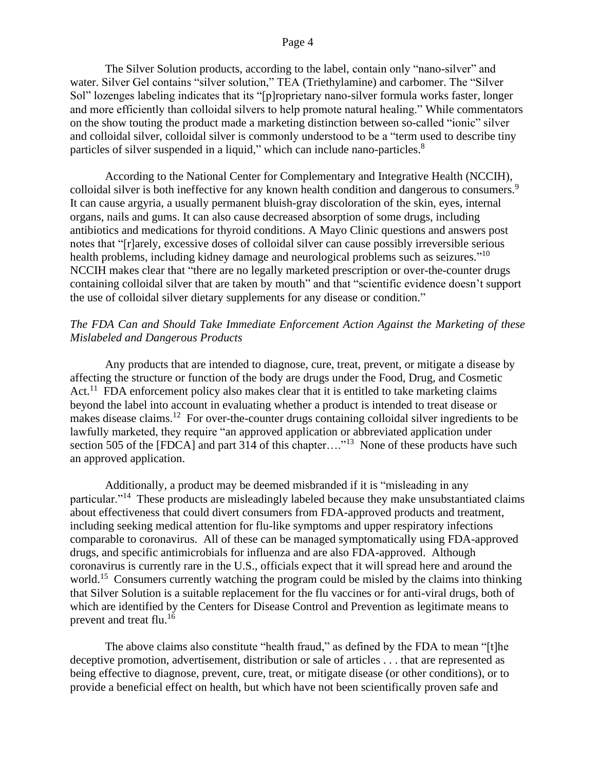The Silver Solution products, according to the label, contain only "nano-silver" and water. Silver Gel contains "silver solution," TEA (Triethylamine) and carbomer. The "Silver Sol" lozenges labeling indicates that its "[p]roprietary nano-silver formula works faster, longer and more efficiently than colloidal silvers to help promote natural healing." While commentators on the show touting the product made a marketing distinction between so-called "ionic" silver and colloidal silver, colloidal silver is commonly understood to be a "term used to describe tiny particles of silver suspended in a liquid," which can include nano-particles.[8]

According to the National Center for Complementary and Integrative Health (NCCIH), colloidal silver is both ineffective for any known health condition and dangerous to consumers.[9] It can cause argyria, a usually permanent bluish-gray discoloration of the skin, eyes, internal organs, nails and gums. It can also cause decreased absorption of some drugs, including antibiotics and medications for thyroid conditions. A Mayo Clinic questions and answers post notes that "[r]arely, excessive doses of colloidal silver can cause possibly irreversible serious health problems, including kidney damage and neurological problems such as seizures."[10] NCCIH makes clear that "there are no legally marketed prescription or over-the-counter drugs containing colloidal silver that are taken by mouth" and that "scientific evidence doesn't support the use of colloidal silver dietary supplements for any disease or condition."

*The FDA Can and Should Take Immediate Enforcement Action Against the Marketing of these Mislabeled and Dangerous Products*

Any products that are intended to diagnose, cure, treat, prevent, or mitigate a disease by affecting the structure or function of the body are drugs under the Food, Drug, and Cosmetic Act.[11] FDA enforcement policy also makes clear that it is entitled to take marketing claims beyond the label into account in evaluating whether a product is intended to treat disease or makes disease claims.[12] For over-the-counter drugs containing colloidal silver ingredients to be lawfully marketed, they require "an approved application or abbreviated application under section 505 of the [FDCA] and part 314 of this chapter…."[13] None of these products have such an approved application.

Additionally, a product may be deemed misbranded if it is "misleading in any particular."[14] These products are misleadingly labeled because they make unsubstantiated claims about effectiveness that could divert consumers from FDA-approved products and treatment, including seeking medical attention for flu-like symptoms and upper respiratory infections comparable to coronavirus. All of these can be managed symptomatically using FDA-approved drugs, and specific antimicrobials for influenza and are also FDA-approved. Although coronavirus is currently rare in the U.S., officials expect that it will spread here and around the world.[15] Consumers currently watching the program could be misled by the claims into thinking that Silver Solution is a suitable replacement for the flu vaccines or for anti-viral drugs, both of which are identified by the Centers for Disease Control and Prevention as legitimate means to prevent and treat flu.[16]

The above claims also constitute "health fraud," as defined by the FDA to mean "[t]he deceptive promotion, advertisement, distribution or sale of articles . . . that are represented as being effective to diagnose, prevent, cure, treat, or mitigate disease (or other conditions), or to provide a beneficial effect on health, but which have not been scientifically proven safe and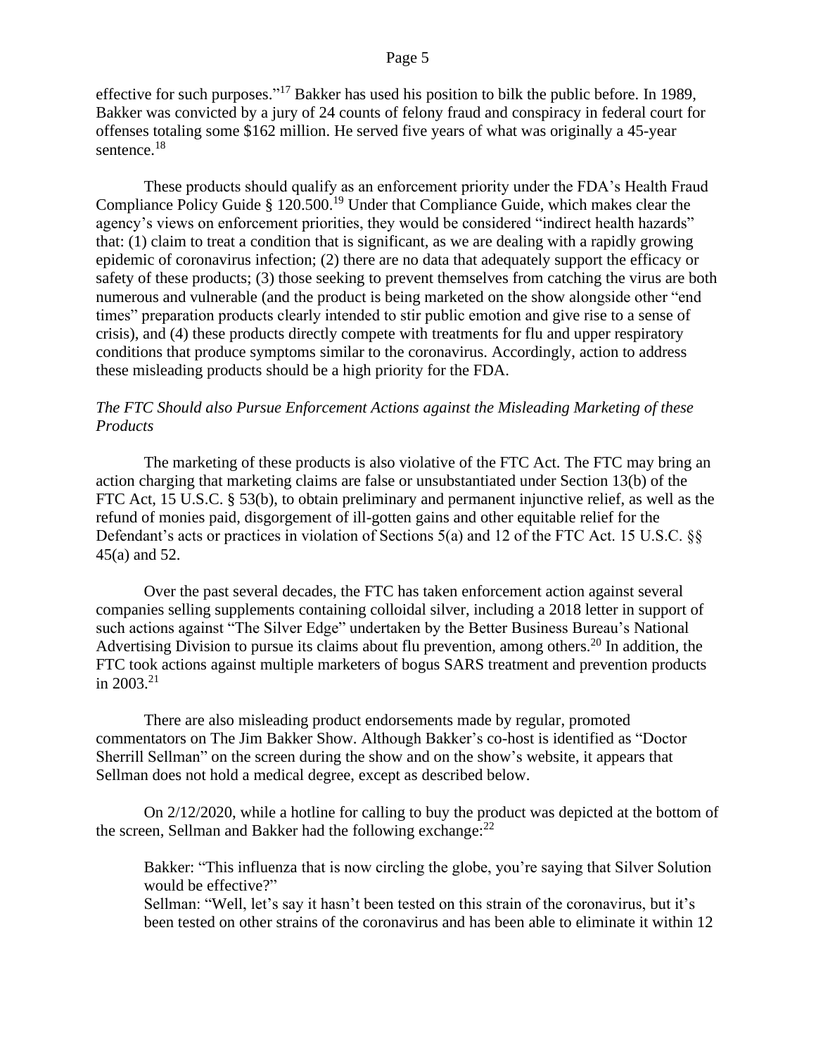effective for such purposes."[17] Bakker has used his position to bilk the public before. In 1989, Bakker was convicted by a jury of 24 counts of felony fraud and conspiracy in federal court for offenses totaling some $162 million. He served five years of what was originally a 45-year sentence.[18]

These products should qualify as an enforcement priority under the FDA's Health Fraud Compliance Policy Guide § 120.500.[19] Under that Compliance Guide, which makes clear the agency's views on enforcement priorities, they would be considered "indirect health hazards" that: (1) claim to treat a condition that is significant, as we are dealing with a rapidly growing epidemic of coronavirus infection; (2) there are no data that adequately support the efficacy or safety of these products; (3) those seeking to prevent themselves from catching the virus are both numerous and vulnerable (and the product is being marketed on the show alongside other "end times" preparation products clearly intended to stir public emotion and give rise to a sense of crisis), and (4) these products directly compete with treatments for flu and upper respiratory conditions that produce symptoms similar to the coronavirus. Accordingly, action to address these misleading products should be a high priority for the FDA.

*The FTC Should also Pursue Enforcement Actions against the Misleading Marketing of these Products*

The marketing of these products is also violative of the FTC Act. The FTC may bring an action charging that marketing claims are false or unsubstantiated under Section 13(b) of the FTC Act, 15 U.S.C. § 53(b), to obtain preliminary and permanent injunctive relief, as well as the refund of monies paid, disgorgement of ill-gotten gains and other equitable relief for the Defendant's acts or practices in violation of Sections 5(a) and 12 of the FTC Act. 15 U.S.C. §§ 45(a) and 52.

Over the past several decades, the FTC has taken enforcement action against several companies selling supplements containing colloidal silver, including a 2018 letter in support of such actions against "The Silver Edge" undertaken by the Better Business Bureau's National Advertising Division to pursue its claims about flu prevention, among others.[20] In addition, the FTC took actions against multiple marketers of bogus SARS treatment and prevention products in 2003.[21]

There are also misleading product endorsements made by regular, promoted commentators on The Jim Bakker Show. Although Bakker's co-host is identified as "Doctor Sherrill Sellman" on the screen during the show and on the show's website, it appears that Sellman does not hold a medical degree, except as described below.

On 2/12/2020, while a hotline for calling to buy the product was depicted at the bottom of the screen, Sellman and Bakker had the following exchange:[22]

> Bakker: "This influenza that is now circling the globe, you're saying that Silver Solution would be effective?"
> Sellman: "Well, let's say it hasn't been tested on this strain of the coronavirus, but it's been tested on other strains of the coronavirus and has been able to eliminate it within 12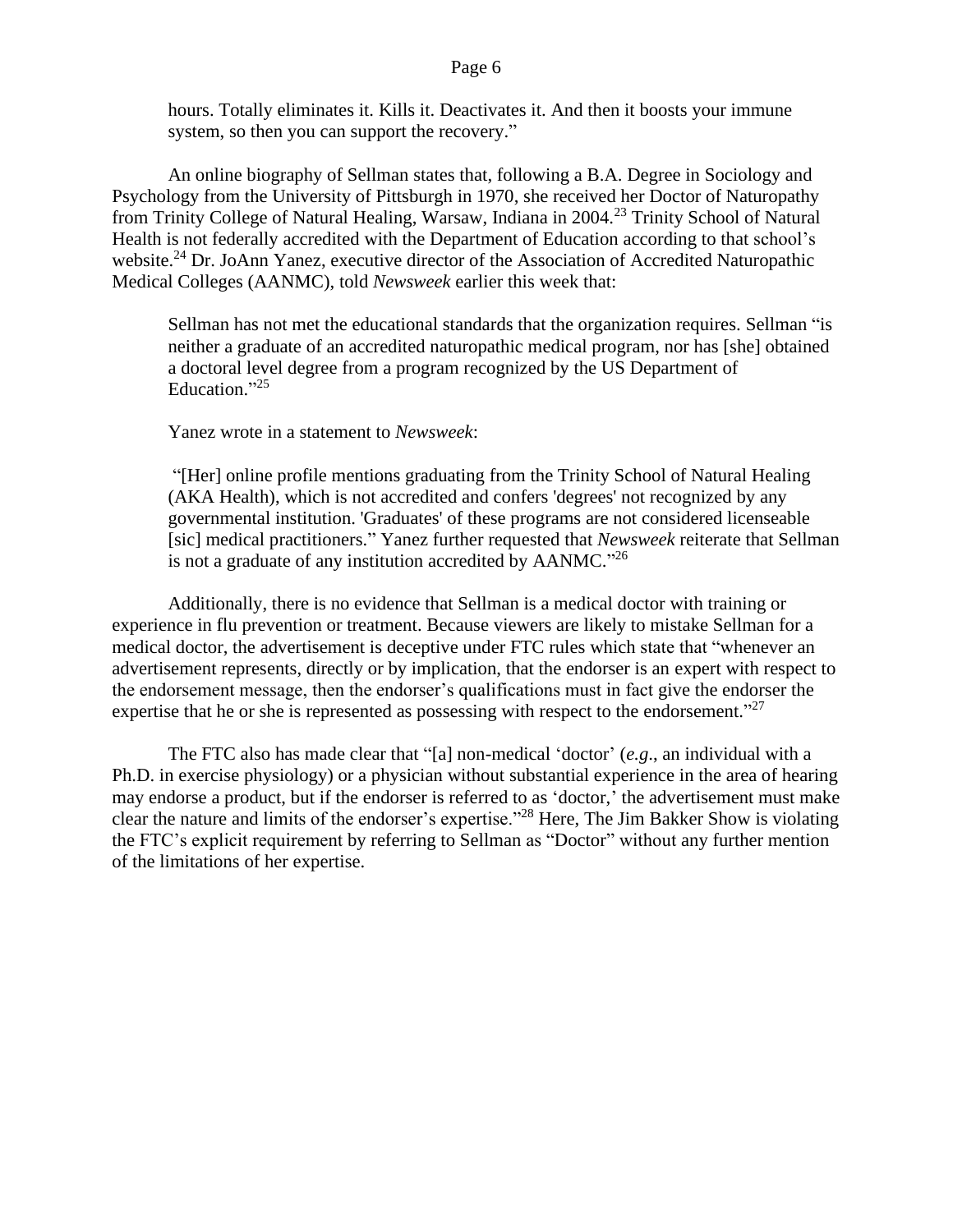hours. Totally eliminates it. Kills it. Deactivates it. And then it boosts your immune system, so then you can support the recovery."

An online biography of Sellman states that, following a B.A. Degree in Sociology and Psychology from the University of Pittsburgh in 1970, she received her Doctor of Naturopathy from Trinity College of Natural Healing, Warsaw, Indiana in 2004.[23] Trinity School of Natural Health is not federally accredited with the Department of Education according to that school's website.[24] Dr. JoAnn Yanez, executive director of the Association of Accredited Naturopathic Medical Colleges (AANMC), told *Newsweek* earlier this week that:

> Sellman has not met the educational standards that the organization requires. Sellman "is neither a graduate of an accredited naturopathic medical program, nor has [she] obtained a doctoral level degree from a program recognized by the US Department of Education."[25]

Yanez wrote in a statement to *Newsweek*:

> "[Her] online profile mentions graduating from the Trinity School of Natural Healing (AKA Health), which is not accredited and confers 'degrees' not recognized by any governmental institution. 'Graduates' of these programs are not considered licenseable [sic] medical practitioners." Yanez further requested that *Newsweek* reiterate that Sellman is not a graduate of any institution accredited by AANMC."[26]

Additionally, there is no evidence that Sellman is a medical doctor with training or experience in flu prevention or treatment. Because viewers are likely to mistake Sellman for a medical doctor, the advertisement is deceptive under FTC rules which state that "whenever an advertisement represents, directly or by implication, that the endorser is an expert with respect to the endorsement message, then the endorser's qualifications must in fact give the endorser the expertise that he or she is represented as possessing with respect to the endorsement."[27]

The FTC also has made clear that "[a] non-medical 'doctor' (*e.g*., an individual with a Ph.D. in exercise physiology) or a physician without substantial experience in the area of hearing may endorse a product, but if the endorser is referred to as 'doctor,' the advertisement must make clear the nature and limits of the endorser's expertise."[28] Here, The Jim Bakker Show is violating the FTC's explicit requirement by referring to Sellman as "Doctor" without any further mention of the limitations of her expertise.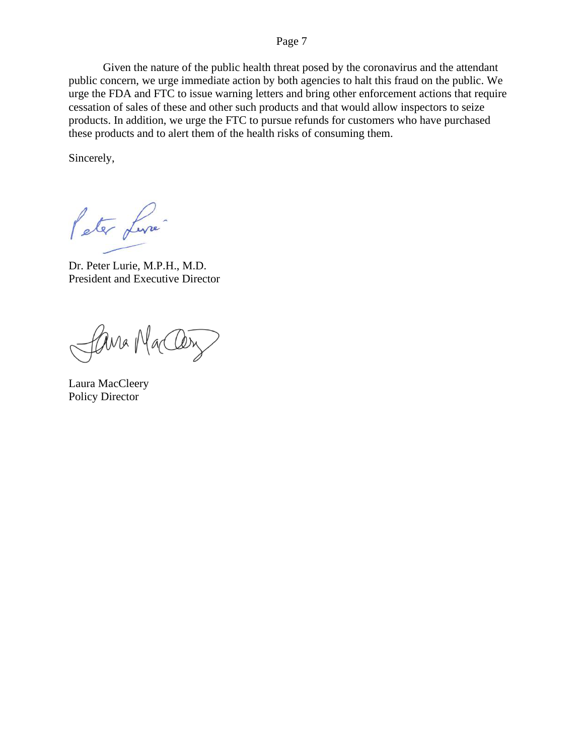Given the nature of the public health threat posed by the coronavirus and the attendant public concern, we urge immediate action by both agencies to halt this fraud on the public. We urge the FDA and FTC to issue warning letters and bring other enforcement actions that require cessation of sales of these and other such products and that would allow inspectors to seize products. In addition, we urge the FTC to pursue refunds for customers who have purchased these products and to alert them of the health risks of consuming them.

Sincerely,

Dr. Peter Lurie, M.P.H., M.D.
President and Executive Director

Laura MacCleery
Policy Director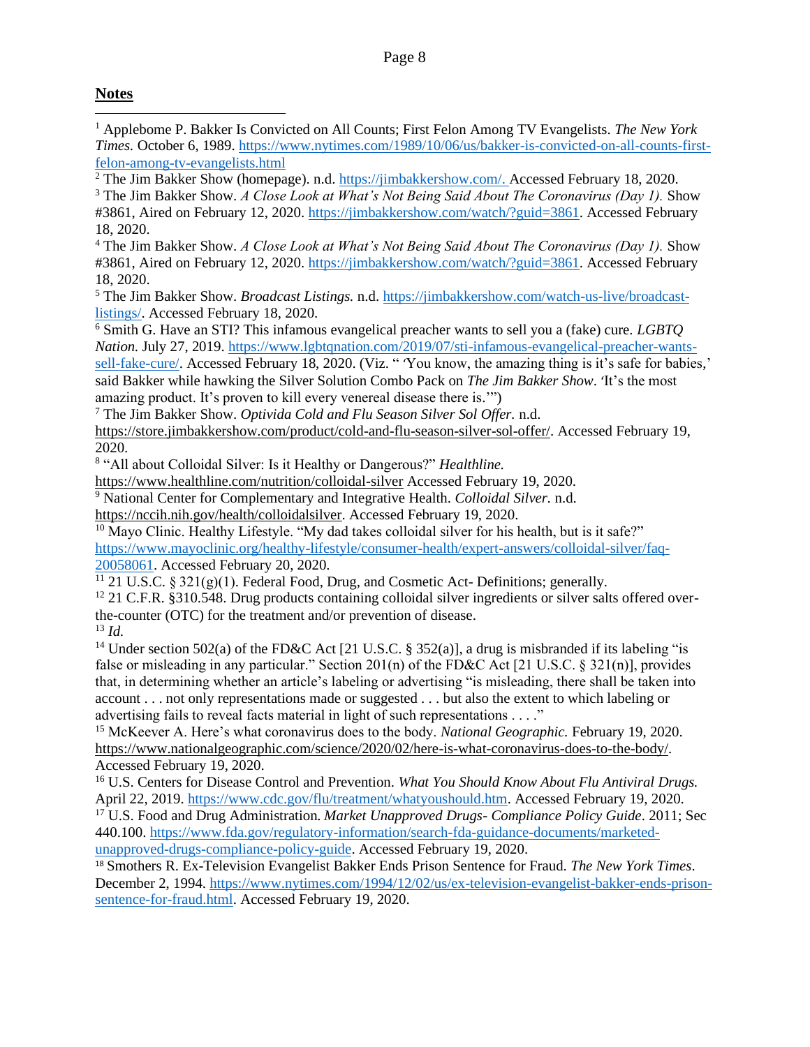## Notes

[1] Applebome P. Bakker Is Convicted on All Counts; First Felon Among TV Evangelists. *The New York Times.* October 6, 1989. https://www.nytimes.com/1989/10/06/us/bakker-is-convicted-on-all-counts-first-felon-among-tv-evangelists.html

[2] The Jim Bakker Show (homepage). n.d. https://jimbakkershow.com/. Accessed February 18, 2020.

[3] The Jim Bakker Show. *A Close Look at What's Not Being Said About The Coronavirus (Day 1).* Show #3861, Aired on February 12, 2020. https://jimbakkershow.com/watch/?guid=3861. Accessed February 18, 2020.

[4] The Jim Bakker Show. *A Close Look at What's Not Being Said About The Coronavirus (Day 1).* Show #3861, Aired on February 12, 2020. https://jimbakkershow.com/watch/?guid=3861. Accessed February 18, 2020.

[5] The Jim Bakker Show. *Broadcast Listings.* n.d. https://jimbakkershow.com/watch-us-live/broadcast-listings/. Accessed February 18, 2020.

[6] Smith G. Have an STI? This infamous evangelical preacher wants to sell you a (fake) cure. *LGBTQ Nation.* July 27, 2019. https://www.lgbtqnation.com/2019/07/sti-infamous-evangelical-preacher-wants-sell-fake-cure/. Accessed February 18, 2020. (Viz. " 'You know, the amazing thing is it's safe for babies,' said Bakker while hawking the Silver Solution Combo Pack on *The Jim Bakker Show*. 'It's the most amazing product. It's proven to kill every venereal disease there is.'")

[7] The Jim Bakker Show. *Optivida Cold and Flu Season Silver Sol Offer.* n.d. https://store.jimbakkershow.com/product/cold-and-flu-season-silver-sol-offer/. Accessed February 19, 2020.

[8] "All about Colloidal Silver: Is it Healthy or Dangerous?" *Healthline.* https://www.healthline.com/nutrition/colloidal-silver Accessed February 19, 2020.

[9] National Center for Complementary and Integrative Health. *Colloidal Silver.* n.d. https://nccih.nih.gov/health/colloidalsilver. Accessed February 19, 2020.

[10] Mayo Clinic. Healthy Lifestyle. "My dad takes colloidal silver for his health, but is it safe?" https://www.mayoclinic.org/healthy-lifestyle/consumer-health/expert-answers/colloidal-silver/faq-20058061. Accessed February 20, 2020.

[11] 21 U.S.C. § 321(g)(1). Federal Food, Drug, and Cosmetic Act- Definitions; generally.

[12] 21 C.F.R. §310.548. Drug products containing colloidal silver ingredients or silver salts offered over-the-counter (OTC) for the treatment and/or prevention of disease.

[13] *Id.*

[14] Under section 502(a) of the FD&C Act [21 U.S.C. § 352(a)], a drug is misbranded if its labeling "is false or misleading in any particular." Section 201(n) of the FD&C Act [21 U.S.C. § 321(n)], provides that, in determining whether an article's labeling or advertising "is misleading, there shall be taken into account . . . not only representations made or suggested . . . but also the extent to which labeling or advertising fails to reveal facts material in light of such representations . . . ."

[15] McKeever A. Here's what coronavirus does to the body. *National Geographic.* February 19, 2020. https://www.nationalgeographic.com/science/2020/02/here-is-what-coronavirus-does-to-the-body/. Accessed February 19, 2020.

[16] U.S. Centers for Disease Control and Prevention. *What You Should Know About Flu Antiviral Drugs.* April 22, 2019. https://www.cdc.gov/flu/treatment/whatyoushould.htm. Accessed February 19, 2020.

[17] U.S. Food and Drug Administration. *Market Unapproved Drugs- Compliance Policy Guide*. 2011; Sec 440.100. https://www.fda.gov/regulatory-information/search-fda-guidance-documents/marketed-unapproved-drugs-compliance-policy-guide. Accessed February 19, 2020.

[18] Smothers R. Ex-Television Evangelist Bakker Ends Prison Sentence for Fraud. *The New York Times*. December 2, 1994. https://www.nytimes.com/1994/12/02/us/ex-television-evangelist-bakker-ends-prison-sentence-for-fraud.html. Accessed February 19, 2020.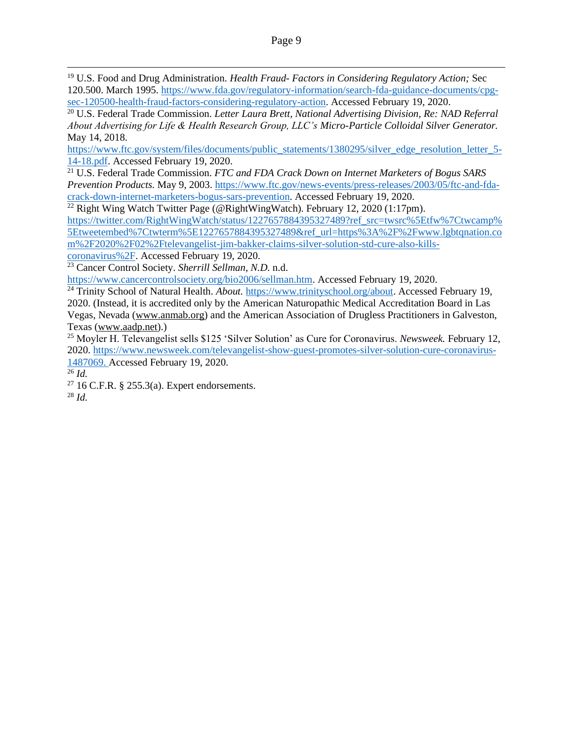[19] U.S. Food and Drug Administration. *Health Fraud- Factors in Considering Regulatory Action;* Sec 120.500. March 1995. https://www.fda.gov/regulatory-information/search-fda-guidance-documents/cpg-sec-120500-health-fraud-factors-considering-regulatory-action. Accessed February 19, 2020.

[20] U.S. Federal Trade Commission. *Letter Laura Brett, National Advertising Division, Re: NAD Referral About Advertising for Life & Health Research Group, LLC's Micro-Particle Colloidal Silver Generator.* May 14, 2018. https://www.ftc.gov/system/files/documents/public_statements/1380295/silver_edge_resolution_letter_5-14-18.pdf. Accessed February 19, 2020.

[21] U.S. Federal Trade Commission. *FTC and FDA Crack Down on Internet Marketers of Bogus SARS Prevention Products.* May 9, 2003. https://www.ftc.gov/news-events/press-releases/2003/05/ftc-and-fda-crack-down-internet-marketers-bogus-sars-prevention. Accessed February 19, 2020.

[22] Right Wing Watch Twitter Page (@RightWingWatch). February 12, 2020 (1:17pm). https://twitter.com/RightWingWatch/status/1227657884395327489?ref_src=twsrc%5Etfw%7Ctwcamp%5Etweetembed%7Ctwterm%5E1227657884395327489&ref_url=https%3A%2F%2Fwww.lgbtqnation.com%2F2020%2F02%2Ftelevangelist-jim-bakker-claims-silver-solution-std-cure-also-kills-coronavirus%2F. Accessed February 19, 2020.

[23] Cancer Control Society. *Sherrill Sellman, N.D.* n.d. https://www.cancercontrolsociety.org/bio2006/sellman.htm. Accessed February 19, 2020.

[24] Trinity School of Natural Health. *About.* https://www.trinityschool.org/about. Accessed February 19, 2020. (Instead, it is accredited only by the American Naturopathic Medical Accreditation Board in Las Vegas, Nevada (www.anmab.org) and the American Association of Drugless Practitioners in Galveston, Texas (www.aadp.net).)

[25] Moyler H. Televangelist sells $125 'Silver Solution' as Cure for Coronavirus. *Newsweek.* February 12, 2020. https://www.newsweek.com/televangelist-show-guest-promotes-silver-solution-cure-coronavirus-1487069. Accessed February 19, 2020.

[26] *Id.*

[27] 16 C.F.R. § 255.3(a). Expert endorsements.

[28] *Id.*